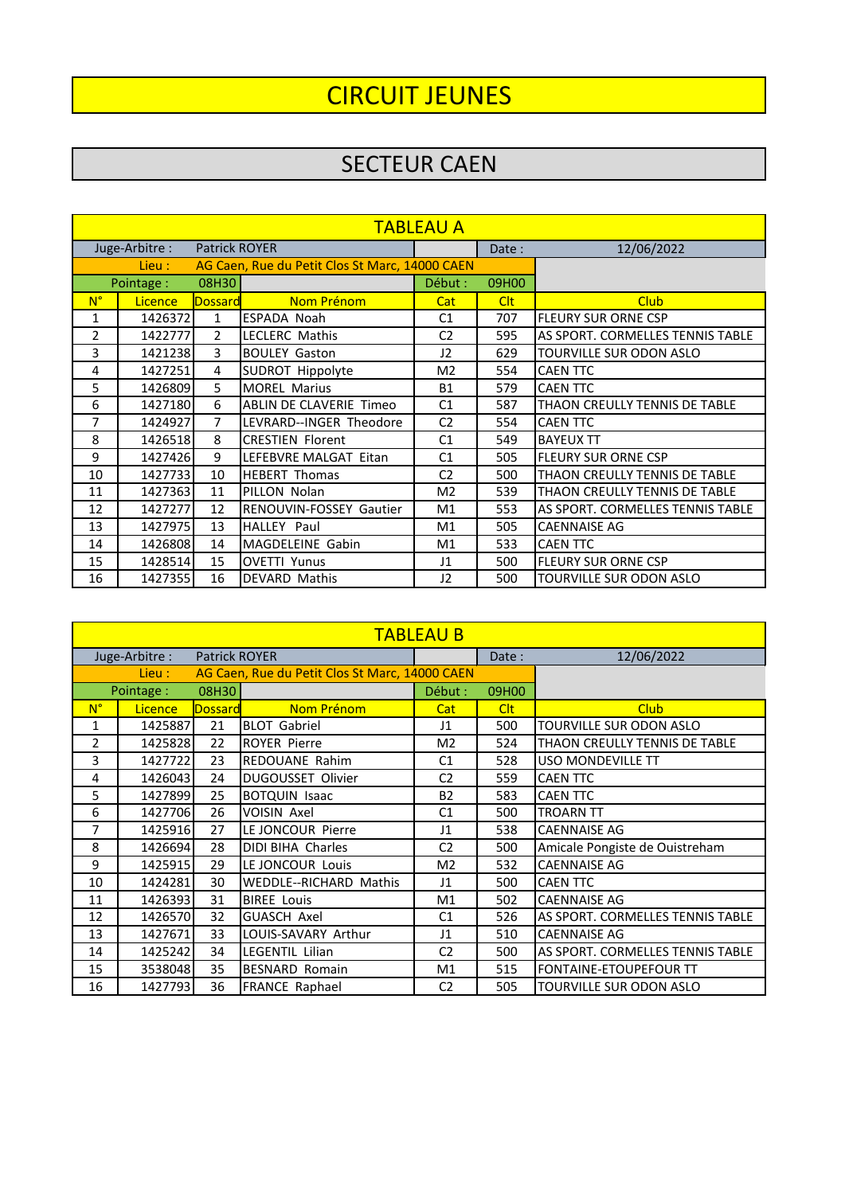# CIRCUIT JEUNES

## SECTEUR CAEN

### TABLEAU A

| Juge-Arbitre : | Patrick ROYER | | | Date : | 12/06/2022 | |
|---|---|---|---|---|---|---|
| Lieu : | AG Caen, Rue du Petit Clos St Marc, 14000 CAEN | | | | | |
| Pointage : | 08H30 | | Début : | 09H00 | | |

| N° | Licence | Dossard | Nom Prénom | Cat | Clt | Club |
|---|---|---|---|---|---|---|
| 1 | 1426372 | 1 | ESPADA Noah | C1 | 707 | FLEURY SUR ORNE CSP |
| 2 | 1422777 | 2 | LECLERC Mathis | C2 | 595 | AS SPORT. CORMELLES TENNIS TABLE |
| 3 | 1421238 | 3 | BOULEY Gaston | J2 | 629 | TOURVILLE SUR ODON ASLO |
| 4 | 1427251 | 4 | SUDROT Hippolyte | M2 | 554 | CAEN TTC |
| 5 | 1426809 | 5 | MOREL Marius | B1 | 579 | CAEN TTC |
| 6 | 1427180 | 6 | ABLIN DE CLAVERIE Timeo | C1 | 587 | THAON CREULLY TENNIS DE TABLE |
| 7 | 1424927 | 7 | LEVRARD--INGER Theodore | C2 | 554 | CAEN TTC |
| 8 | 1426518 | 8 | CRESTIEN Florent | C1 | 549 | BAYEUX TT |
| 9 | 1427426 | 9 | LEFEBVRE MALGAT Eitan | C1 | 505 | FLEURY SUR ORNE CSP |
| 10 | 1427733 | 10 | HEBERT Thomas | C2 | 500 | THAON CREULLY TENNIS DE TABLE |
| 11 | 1427363 | 11 | PILLON Nolan | M2 | 539 | THAON CREULLY TENNIS DE TABLE |
| 12 | 1427277 | 12 | RENOUVIN-FOSSEY Gautier | M1 | 553 | AS SPORT. CORMELLES TENNIS TABLE |
| 13 | 1427975 | 13 | HALLEY Paul | M1 | 505 | CAENNAISE AG |
| 14 | 1426808 | 14 | MAGDELEINE Gabin | M1 | 533 | CAEN TTC |
| 15 | 1428514 | 15 | OVETTI Yunus | J1 | 500 | FLEURY SUR ORNE CSP |
| 16 | 1427355 | 16 | DEVARD Mathis | J2 | 500 | TOURVILLE SUR ODON ASLO |

### TABLEAU B

| Juge-Arbitre : | Patrick ROYER | | | Date : | 12/06/2022 | |
|---|---|---|---|---|---|---|
| Lieu : | AG Caen, Rue du Petit Clos St Marc, 14000 CAEN | | | | | |
| Pointage : | 08H30 | | Début : | 09H00 | | |

| N° | Licence | Dossard | Nom Prénom | Cat | Clt | Club |
|---|---|---|---|---|---|---|
| 1 | 1425887 | 21 | BLOT Gabriel | J1 | 500 | TOURVILLE SUR ODON ASLO |
| 2 | 1425828 | 22 | ROYER Pierre | M2 | 524 | THAON CREULLY TENNIS DE TABLE |
| 3 | 1427722 | 23 | REDOUANE Rahim | C1 | 528 | USO MONDEVILLE TT |
| 4 | 1426043 | 24 | DUGOUSSET Olivier | C2 | 559 | CAEN TTC |
| 5 | 1427899 | 25 | BOTQUIN Isaac | B2 | 583 | CAEN TTC |
| 6 | 1427706 | 26 | VOISIN Axel | C1 | 500 | TROARN TT |
| 7 | 1425916 | 27 | LE JONCOUR Pierre | J1 | 538 | CAENNAISE AG |
| 8 | 1426694 | 28 | DIDI BIHA Charles | C2 | 500 | Amicale Pongiste de Ouistreham |
| 9 | 1425915 | 29 | LE JONCOUR Louis | M2 | 532 | CAENNAISE AG |
| 10 | 1424281 | 30 | WEDDLE--RICHARD Mathis | J1 | 500 | CAEN TTC |
| 11 | 1426393 | 31 | BIREE Louis | M1 | 502 | CAENNAISE AG |
| 12 | 1426570 | 32 | GUASCH Axel | C1 | 526 | AS SPORT. CORMELLES TENNIS TABLE |
| 13 | 1427671 | 33 | LOUIS-SAVARY Arthur | J1 | 510 | CAENNAISE AG |
| 14 | 1425242 | 34 | LEGENTIL Lilian | C2 | 500 | AS SPORT. CORMELLES TENNIS TABLE |
| 15 | 3538048 | 35 | BESNARD Romain | M1 | 515 | FONTAINE-ETOUPEFOUR TT |
| 16 | 1427793 | 36 | FRANCE Raphael | C2 | 505 | TOURVILLE SUR ODON ASLO |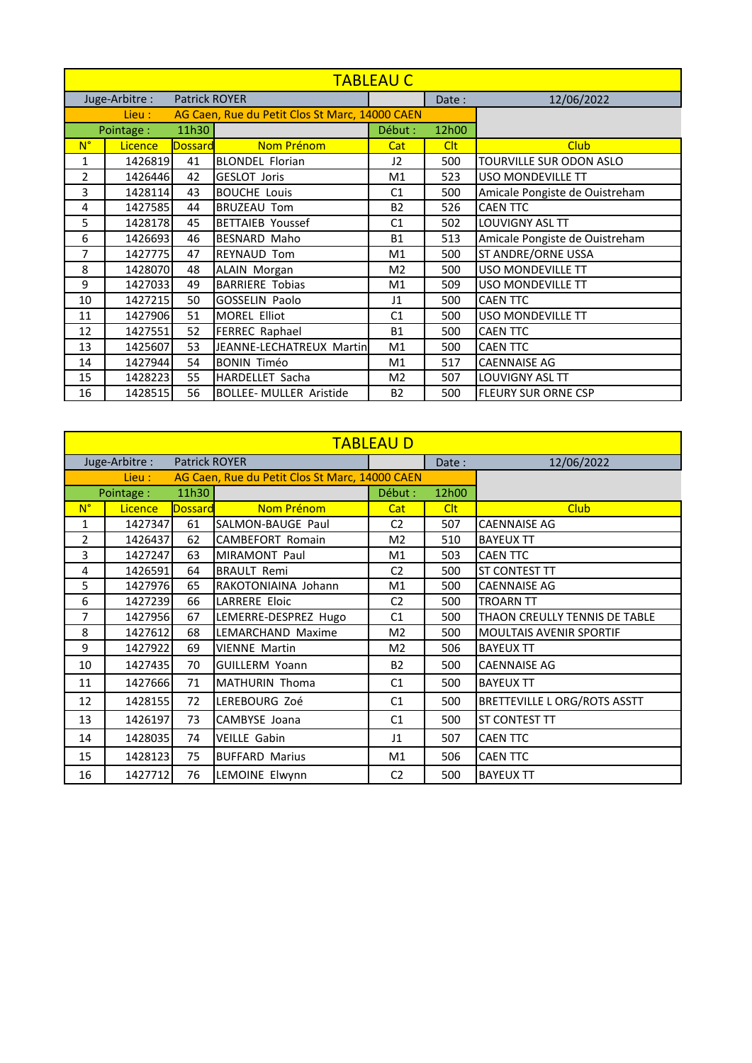## TABLEAU C

| Juge-Arbitre : | Patrick ROYER | | | Date : | 12/06/2022 | |
|---|---|---|---|---|---|---|
| Lieu : | AG Caen, Rue du Petit Clos St Marc, 14000 CAEN | | | | | |
| Pointage : | 11h30 | | | Début : | 12h00 | |

| N° | Licence | Dossard | Nom Prénom | Cat | Clt | Club |
|---|---|---|---|---|---|---|
| 1 | 1426819 | 41 | BLONDEL Florian | J2 | 500 | TOURVILLE SUR ODON ASLO |
| 2 | 1426446 | 42 | GESLOT Joris | M1 | 523 | USO MONDEVILLE TT |
| 3 | 1428114 | 43 | BOUCHE Louis | C1 | 500 | Amicale Pongiste de Ouistreham |
| 4 | 1427585 | 44 | BRUZEAU Tom | B2 | 526 | CAEN TTC |
| 5 | 1428178 | 45 | BETTAIEB Youssef | C1 | 502 | LOUVIGNY ASL TT |
| 6 | 1426693 | 46 | BESNARD Maho | B1 | 513 | Amicale Pongiste de Ouistreham |
| 7 | 1427775 | 47 | REYNAUD Tom | M1 | 500 | ST ANDRE/ORNE USSA |
| 8 | 1428070 | 48 | ALAIN Morgan | M2 | 500 | USO MONDEVILLE TT |
| 9 | 1427033 | 49 | BARRIERE Tobias | M1 | 509 | USO MONDEVILLE TT |
| 10 | 1427215 | 50 | GOSSELIN Paolo | J1 | 500 | CAEN TTC |
| 11 | 1427906 | 51 | MOREL Elliot | C1 | 500 | USO MONDEVILLE TT |
| 12 | 1427551 | 52 | FERREC Raphael | B1 | 500 | CAEN TTC |
| 13 | 1425607 | 53 | JEANNE-LECHATREUX Martin | M1 | 500 | CAEN TTC |
| 14 | 1427944 | 54 | BONIN Timéo | M1 | 517 | CAENNAISE AG |
| 15 | 1428223 | 55 | HARDELLET Sacha | M2 | 507 | LOUVIGNY ASL TT |
| 16 | 1428515 | 56 | BOLLEE- MULLER Aristide | B2 | 500 | FLEURY SUR ORNE CSP |

## TABLEAU D

| Juge-Arbitre : | Patrick ROYER | | | Date : | 12/06/2022 | |
|---|---|---|---|---|---|---|
| Lieu : | AG Caen, Rue du Petit Clos St Marc, 14000 CAEN | | | | | |
| Pointage : | 11h30 | | | Début : | 12h00 | |

| N° | Licence | Dossard | Nom Prénom | Cat | Clt | Club |
|---|---|---|---|---|---|---|
| 1 | 1427347 | 61 | SALMON-BAUGE Paul | C2 | 507 | CAENNAISE AG |
| 2 | 1426437 | 62 | CAMBEFORT Romain | M2 | 510 | BAYEUX TT |
| 3 | 1427247 | 63 | MIRAMONT Paul | M1 | 503 | CAEN TTC |
| 4 | 1426591 | 64 | BRAULT Remi | C2 | 500 | ST CONTEST TT |
| 5 | 1427976 | 65 | RAKOTONIAINA Johann | M1 | 500 | CAENNAISE AG |
| 6 | 1427239 | 66 | LARRERE Eloic | C2 | 500 | TROARN TT |
| 7 | 1427956 | 67 | LEMERRE-DESPREZ Hugo | C1 | 500 | THAON CREULLY TENNIS DE TABLE |
| 8 | 1427612 | 68 | LEMARCHAND Maxime | M2 | 500 | MOULTAIS AVENIR SPORTIF |
| 9 | 1427922 | 69 | VIENNE Martin | M2 | 506 | BAYEUX TT |
| 10 | 1427435 | 70 | GUILLERM Yoann | B2 | 500 | CAENNAISE AG |
| 11 | 1427666 | 71 | MATHURIN Thoma | C1 | 500 | BAYEUX TT |
| 12 | 1428155 | 72 | LEREBOURG Zoé | C1 | 500 | BRETTEVILLE L ORG/ROTS ASSTT |
| 13 | 1426197 | 73 | CAMBYSE Joana | C1 | 500 | ST CONTEST TT |
| 14 | 1428035 | 74 | VEILLE Gabin | J1 | 507 | CAEN TTC |
| 15 | 1428123 | 75 | BUFFARD Marius | M1 | 506 | CAEN TTC |
| 16 | 1427712 | 76 | LEMOINE Elwynn | C2 | 500 | BAYEUX TT |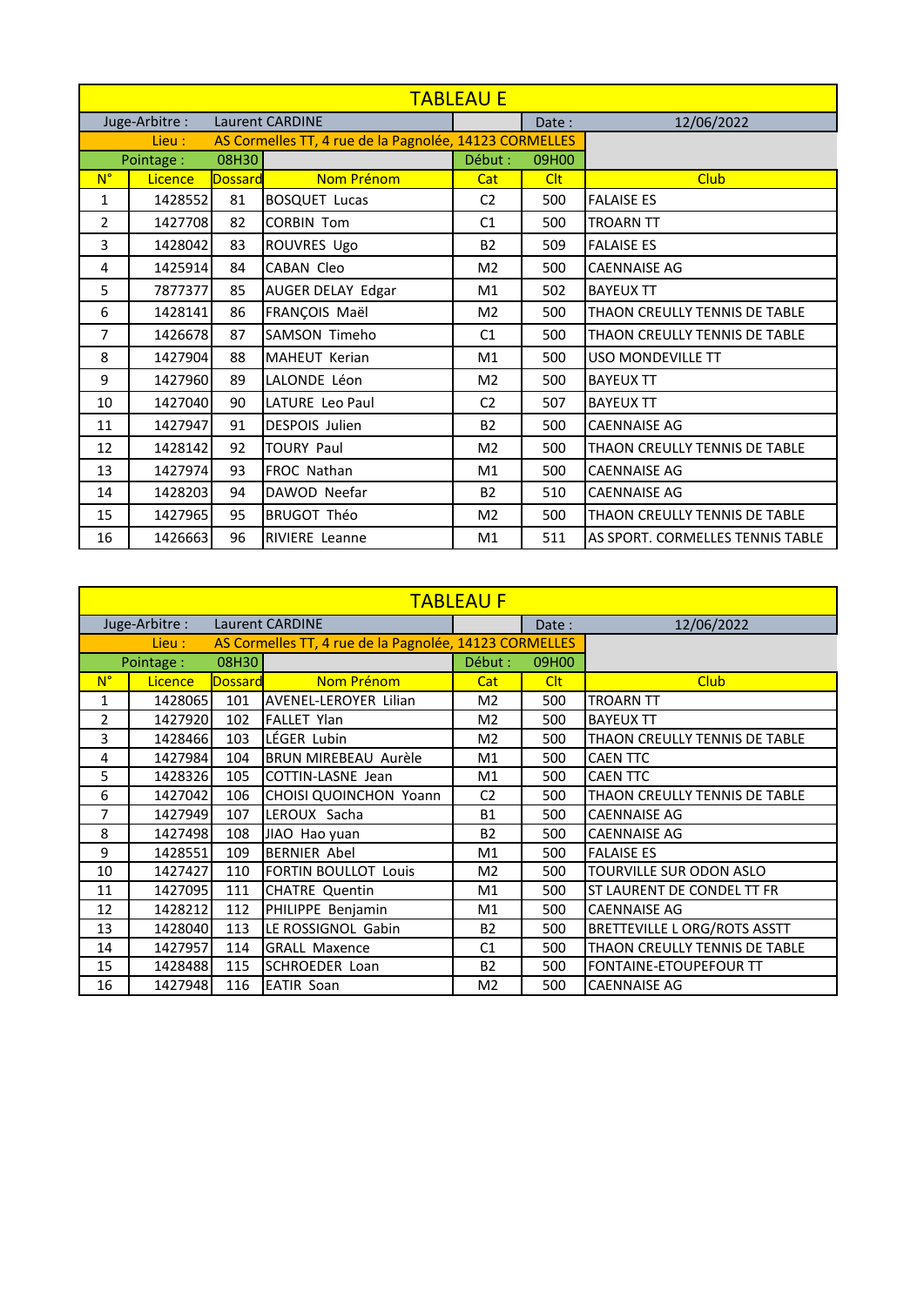# TABLEAU E

| | | | | | | |
|---|---|---|---|---|---|---|
| Juge-Arbitre : | Laurent CARDINE | | | | Date : | 12/06/2022 |
| Lieu : | AS Cormelles TT, 4 rue de la Pagnolée, 14123 CORMELLES | | | | | |
| Pointage : | 08H30 | | | Début : | 09H00 | |

| N° | Licence | Dossard | Nom Prénom | Cat | Clt | Club |
|---|---|---|---|---|---|---|
| 1 | 1428552 | 81 | BOSQUET Lucas | C2 | 500 | FALAISE ES |
| 2 | 1427708 | 82 | CORBIN Tom | C1 | 500 | TROARN TT |
| 3 | 1428042 | 83 | ROUVRES Ugo | B2 | 509 | FALAISE ES |
| 4 | 1425914 | 84 | CABAN Cleo | M2 | 500 | CAENNAISE AG |
| 5 | 7877377 | 85 | AUGER DELAY Edgar | M1 | 502 | BAYEUX TT |
| 6 | 1428141 | 86 | FRANÇOIS Maël | M2 | 500 | THAON CREULLY TENNIS DE TABLE |
| 7 | 1426678 | 87 | SAMSON Timeho | C1 | 500 | THAON CREULLY TENNIS DE TABLE |
| 8 | 1427904 | 88 | MAHEUT Kerian | M1 | 500 | USO MONDEVILLE TT |
| 9 | 1427960 | 89 | LALONDE Léon | M2 | 500 | BAYEUX TT |
| 10 | 1427040 | 90 | LATURE Leo Paul | C2 | 507 | BAYEUX TT |
| 11 | 1427947 | 91 | DESPOIS Julien | B2 | 500 | CAENNAISE AG |
| 12 | 1428142 | 92 | TOURY Paul | M2 | 500 | THAON CREULLY TENNIS DE TABLE |
| 13 | 1427974 | 93 | FROC Nathan | M1 | 500 | CAENNAISE AG |
| 14 | 1428203 | 94 | DAWOD Neefar | B2 | 510 | CAENNAISE AG |
| 15 | 1427965 | 95 | BRUGOT Théo | M2 | 500 | THAON CREULLY TENNIS DE TABLE |
| 16 | 1426663 | 96 | RIVIERE Leanne | M1 | 511 | AS SPORT. CORMELLES TENNIS TABLE |

# TABLEAU F

| | | | | | | |
|---|---|---|---|---|---|---|
| Juge-Arbitre : | Laurent CARDINE | | | | Date : | 12/06/2022 |
| Lieu : | AS Cormelles TT, 4 rue de la Pagnolée, 14123 CORMELLES | | | | | |
| Pointage : | 08H30 | | | Début : | 09H00 | |

| N° | Licence | Dossard | Nom Prénom | Cat | Clt | Club |
|---|---|---|---|---|---|---|
| 1 | 1428065 | 101 | AVENEL-LEROYER Lilian | M2 | 500 | TROARN TT |
| 2 | 1427920 | 102 | FALLET Ylan | M2 | 500 | BAYEUX TT |
| 3 | 1428466 | 103 | LÉGER Lubin | M2 | 500 | THAON CREULLY TENNIS DE TABLE |
| 4 | 1427984 | 104 | BRUN MIREBEAU Aurèle | M1 | 500 | CAEN TTC |
| 5 | 1428326 | 105 | COTTIN-LASNE Jean | M1 | 500 | CAEN TTC |
| 6 | 1427042 | 106 | CHOISI QUOINCHON Yoann | C2 | 500 | THAON CREULLY TENNIS DE TABLE |
| 7 | 1427949 | 107 | LEROUX Sacha | B1 | 500 | CAENNAISE AG |
| 8 | 1427498 | 108 | JIAO Hao yuan | B2 | 500 | CAENNAISE AG |
| 9 | 1428551 | 109 | BERNIER Abel | M1 | 500 | FALAISE ES |
| 10 | 1427427 | 110 | FORTIN BOULLOT Louis | M2 | 500 | TOURVILLE SUR ODON ASLO |
| 11 | 1427095 | 111 | CHATRE Quentin | M1 | 500 | ST LAURENT DE CONDEL TT FR |
| 12 | 1428212 | 112 | PHILIPPE Benjamin | M1 | 500 | CAENNAISE AG |
| 13 | 1428040 | 113 | LE ROSSIGNOL Gabin | B2 | 500 | BRETTEVILLE L ORG/ROTS ASSTT |
| 14 | 1427957 | 114 | GRALL Maxence | C1 | 500 | THAON CREULLY TENNIS DE TABLE |
| 15 | 1428488 | 115 | SCHROEDER Loan | B2 | 500 | FONTAINE-ETOUPEFOUR TT |
| 16 | 1427948 | 116 | EATIR Soan | M2 | 500 | CAENNAISE AG |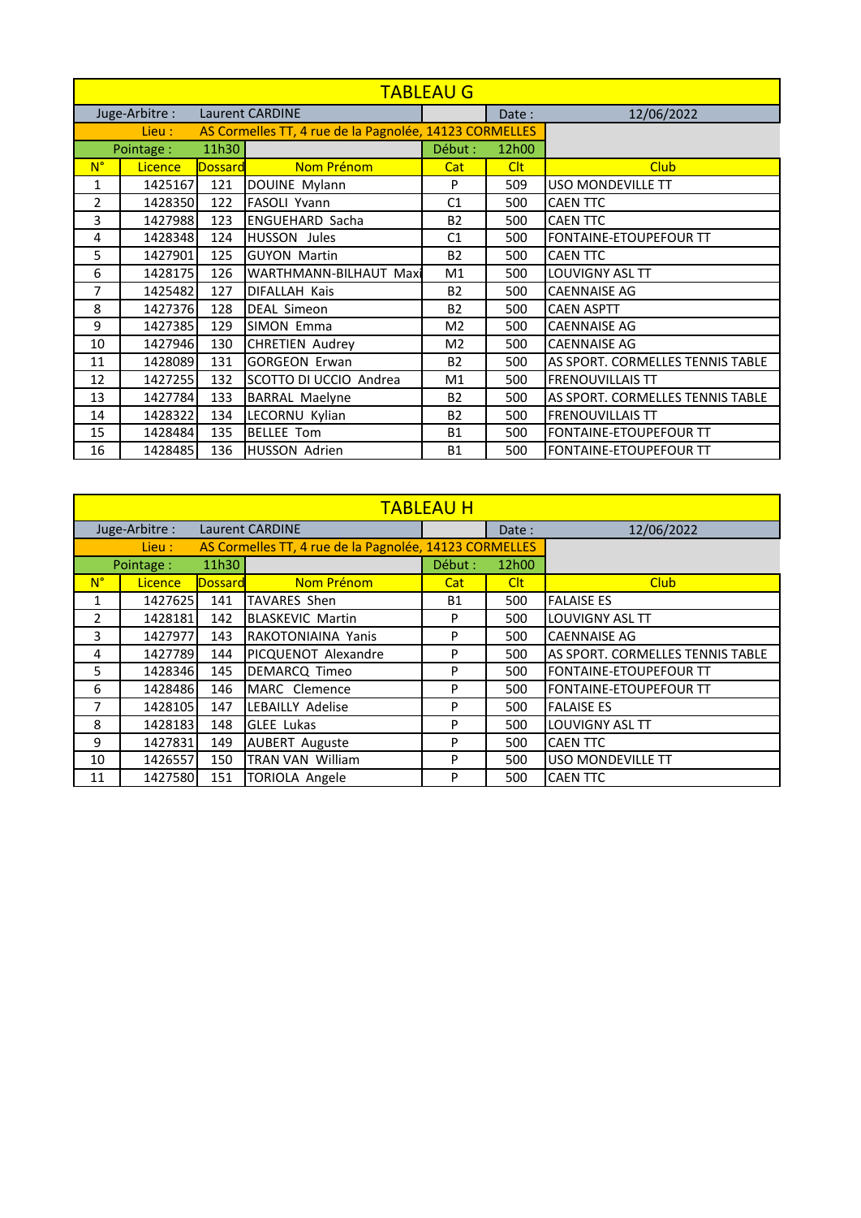## TABLEAU G

| Juge-Arbitre : | Laurent CARDINE | | | Date : | 12/06/2022 | |
|---|---|---|---|---|---|---|
| Lieu : | AS Cormelles TT, 4 rue de la Pagnolée, 14123 CORMELLES | | | | | |
| Pointage : | 11h30 | | | Début : | 12h00 | |

| N° | Licence | Dossard | Nom Prénom | Cat | Clt | Club |
|---|---|---|---|---|---|---|
| 1 | 1425167 | 121 | DOUINE Mylann | P | 509 | USO MONDEVILLE TT |
| 2 | 1428350 | 122 | FASOLI Yvann | C1 | 500 | CAEN TTC |
| 3 | 1427988 | 123 | ENGUEHARD Sacha | B2 | 500 | CAEN TTC |
| 4 | 1428348 | 124 | HUSSON Jules | C1 | 500 | FONTAINE-ETOUPEFOUR TT |
| 5 | 1427901 | 125 | GUYON Martin | B2 | 500 | CAEN TTC |
| 6 | 1428175 | 126 | WARTHMANN-BILHAUT Maxi | M1 | 500 | LOUVIGNY ASL TT |
| 7 | 1425482 | 127 | DIFALLAH Kais | B2 | 500 | CAENNAISE AG |
| 8 | 1427376 | 128 | DEAL Simeon | B2 | 500 | CAEN ASPTT |
| 9 | 1427385 | 129 | SIMON Emma | M2 | 500 | CAENNAISE AG |
| 10 | 1427946 | 130 | CHRETIEN Audrey | M2 | 500 | CAENNAISE AG |
| 11 | 1428089 | 131 | GORGEON Erwan | B2 | 500 | AS SPORT. CORMELLES TENNIS TABLE |
| 12 | 1427255 | 132 | SCOTTO DI UCCIO Andrea | M1 | 500 | FRENOUVILLAIS TT |
| 13 | 1427784 | 133 | BARRAL Maelyne | B2 | 500 | AS SPORT. CORMELLES TENNIS TABLE |
| 14 | 1428322 | 134 | LECORNU Kylian | B2 | 500 | FRENOUVILLAIS TT |
| 15 | 1428484 | 135 | BELLEE Tom | B1 | 500 | FONTAINE-ETOUPEFOUR TT |
| 16 | 1428485 | 136 | HUSSON Adrien | B1 | 500 | FONTAINE-ETOUPEFOUR TT |

## TABLEAU H

| Juge-Arbitre : | Laurent CARDINE | | | Date : | 12/06/2022 | |
|---|---|---|---|---|---|---|
| Lieu : | AS Cormelles TT, 4 rue de la Pagnolée, 14123 CORMELLES | | | | | |
| Pointage : | 11h30 | | | Début : | 12h00 | |

| N° | Licence | Dossard | Nom Prénom | Cat | Clt | Club |
|---|---|---|---|---|---|---|
| 1 | 1427625 | 141 | TAVARES Shen | B1 | 500 | FALAISE ES |
| 2 | 1428181 | 142 | BLASKEVIC Martin | P | 500 | LOUVIGNY ASL TT |
| 3 | 1427977 | 143 | RAKOTONIAINA Yanis | P | 500 | CAENNAISE AG |
| 4 | 1427789 | 144 | PICQUENOT Alexandre | P | 500 | AS SPORT. CORMELLES TENNIS TABLE |
| 5 | 1428346 | 145 | DEMARCQ Timeo | P | 500 | FONTAINE-ETOUPEFOUR TT |
| 6 | 1428486 | 146 | MARC Clemence | P | 500 | FONTAINE-ETOUPEFOUR TT |
| 7 | 1428105 | 147 | LEBAILLY Adelise | P | 500 | FALAISE ES |
| 8 | 1428183 | 148 | GLEE Lukas | P | 500 | LOUVIGNY ASL TT |
| 9 | 1427831 | 149 | AUBERT Auguste | P | 500 | CAEN TTC |
| 10 | 1426557 | 150 | TRAN VAN William | P | 500 | USO MONDEVILLE TT |
| 11 | 1427580 | 151 | TORIOLA Angele | P | 500 | CAEN TTC |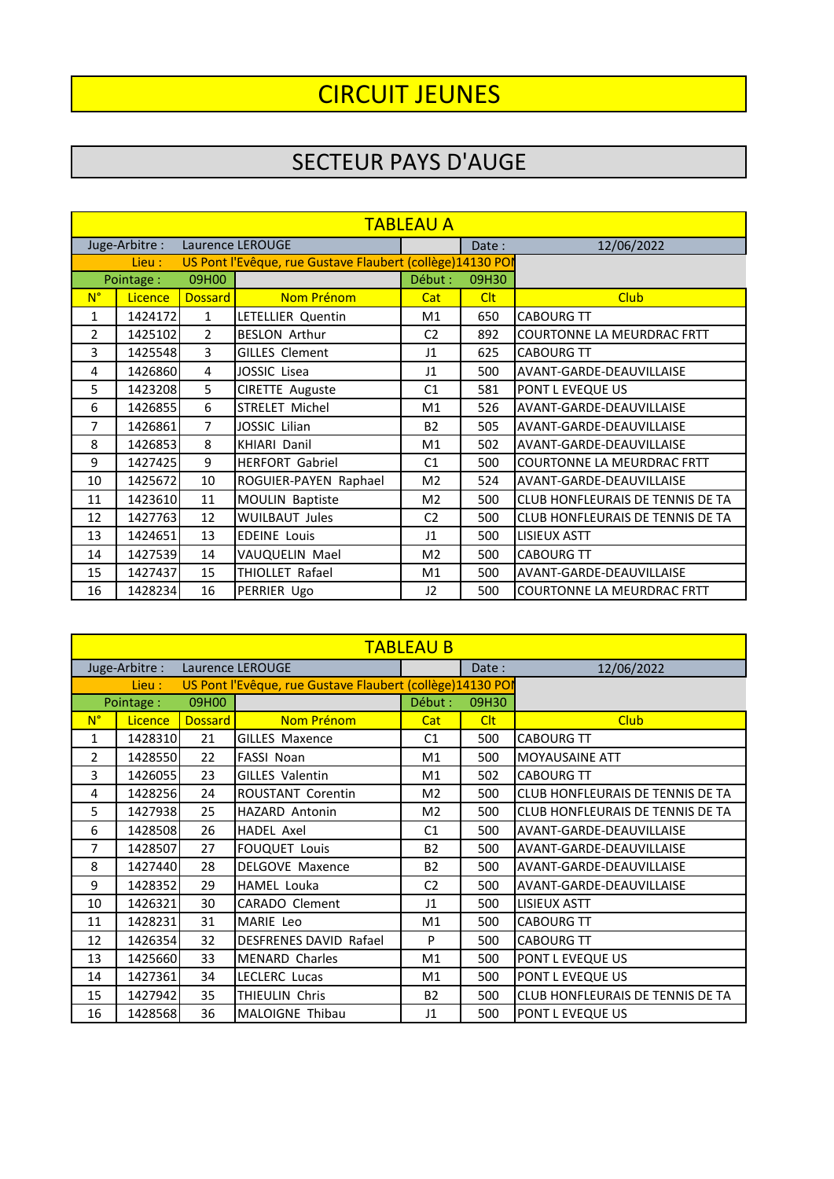# CIRCUIT JEUNES

## SECTEUR PAYS D'AUGE

### TABLEAU A

| Juge-Arbitre : | Laurence LEROUGE | | | | Date : | 12/06/2022 |
|---|---|---|---|---|---|---|
| Lieu : | US Pont l'Evêque, rue Gustave Flaubert (collège)14130 PON | | | | | |
| Pointage : | 09H00 | | | Début : | 09H30 | |
| **N°** | **Licence** | **Dossard** | **Nom Prénom** | **Cat** | **Clt** | **Club** |
| 1 | 1424172 | 1 | LETELLIER Quentin | M1 | 650 | CABOURG TT |
| 2 | 1425102 | 2 | BESLON Arthur | C2 | 892 | COURTONNE LA MEURDRAC FRTT |
| 3 | 1425548 | 3 | GILLES Clement | J1 | 625 | CABOURG TT |
| 4 | 1426860 | 4 | JOSSIC Lisea | J1 | 500 | AVANT-GARDE-DEAUVILLAISE |
| 5 | 1423208 | 5 | CIRETTE Auguste | C1 | 581 | PONT L EVEQUE US |
| 6 | 1426855 | 6 | STRELET Michel | M1 | 526 | AVANT-GARDE-DEAUVILLAISE |
| 7 | 1426861 | 7 | JOSSIC Lilian | B2 | 505 | AVANT-GARDE-DEAUVILLAISE |
| 8 | 1426853 | 8 | KHIARI Danil | M1 | 502 | AVANT-GARDE-DEAUVILLAISE |
| 9 | 1427425 | 9 | HERFORT Gabriel | C1 | 500 | COURTONNE LA MEURDRAC FRTT |
| 10 | 1425672 | 10 | ROGUIER-PAYEN Raphael | M2 | 524 | AVANT-GARDE-DEAUVILLAISE |
| 11 | 1423610 | 11 | MOULIN Baptiste | M2 | 500 | CLUB HONFLEURAIS DE TENNIS DE TA |
| 12 | 1427763 | 12 | WUILBAUT Jules | C2 | 500 | CLUB HONFLEURAIS DE TENNIS DE TA |
| 13 | 1424651 | 13 | EDEINE Louis | J1 | 500 | LISIEUX ASTT |
| 14 | 1427539 | 14 | VAUQUELIN Mael | M2 | 500 | CABOURG TT |
| 15 | 1427437 | 15 | THIOLLET Rafael | M1 | 500 | AVANT-GARDE-DEAUVILLAISE |
| 16 | 1428234 | 16 | PERRIER Ugo | J2 | 500 | COURTONNE LA MEURDRAC FRTT |

### TABLEAU B

| Juge-Arbitre : | Laurence LEROUGE | | | | Date : | 12/06/2022 |
|---|---|---|---|---|---|---|
| Lieu : | US Pont l'Evêque, rue Gustave Flaubert (collège)14130 PON | | | | | |
| Pointage : | 09H00 | | | Début : | 09H30 | |
| **N°** | **Licence** | **Dossard** | **Nom Prénom** | **Cat** | **Clt** | **Club** |
| 1 | 1428310 | 21 | GILLES Maxence | C1 | 500 | CABOURG TT |
| 2 | 1428550 | 22 | FASSI Noan | M1 | 500 | MOYAUSAINE ATT |
| 3 | 1426055 | 23 | GILLES Valentin | M1 | 502 | CABOURG TT |
| 4 | 1428256 | 24 | ROUSTANT Corentin | M2 | 500 | CLUB HONFLEURAIS DE TENNIS DE TA |
| 5 | 1427938 | 25 | HAZARD Antonin | M2 | 500 | CLUB HONFLEURAIS DE TENNIS DE TA |
| 6 | 1428508 | 26 | HADEL Axel | C1 | 500 | AVANT-GARDE-DEAUVILLAISE |
| 7 | 1428507 | 27 | FOUQUET Louis | B2 | 500 | AVANT-GARDE-DEAUVILLAISE |
| 8 | 1427440 | 28 | DELGOVE Maxence | B2 | 500 | AVANT-GARDE-DEAUVILLAISE |
| 9 | 1428352 | 29 | HAMEL Louka | C2 | 500 | AVANT-GARDE-DEAUVILLAISE |
| 10 | 1426321 | 30 | CARADO Clement | J1 | 500 | LISIEUX ASTT |
| 11 | 1428231 | 31 | MARIE Leo | M1 | 500 | CABOURG TT |
| 12 | 1426354 | 32 | DESFRENES DAVID Rafael | P | 500 | CABOURG TT |
| 13 | 1425660 | 33 | MENARD Charles | M1 | 500 | PONT L EVEQUE US |
| 14 | 1427361 | 34 | LECLERC Lucas | M1 | 500 | PONT L EVEQUE US |
| 15 | 1427942 | 35 | THIEULIN Chris | B2 | 500 | CLUB HONFLEURAIS DE TENNIS DE TA |
| 16 | 1428568 | 36 | MALOIGNE Thibau | J1 | 500 | PONT L EVEQUE US |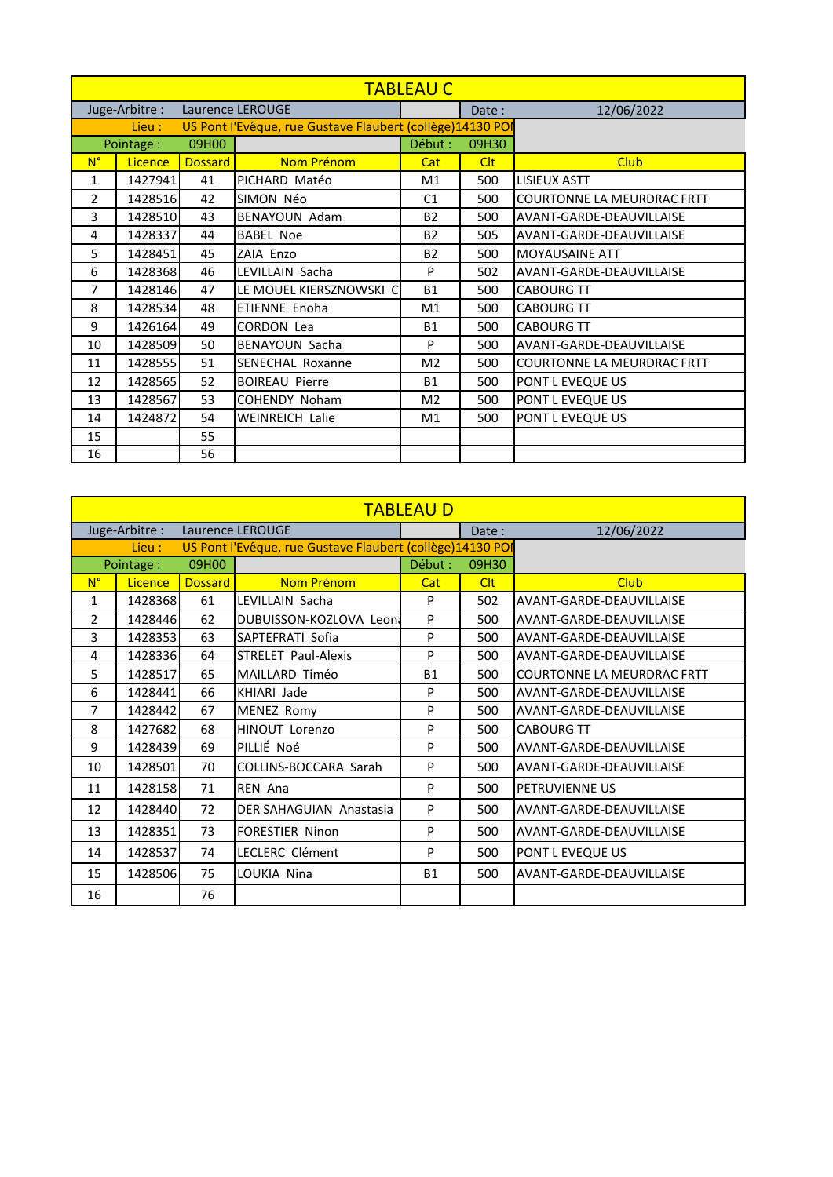## TABLEAU C

| Juge-Arbitre : | Laurence LEROUGE | | | | Date : | 12/06/2022 |
|---|---|---|---|---|---|---|
| Lieu : | US Pont l'Evêque, rue Gustave Flaubert (collège)14130 PON | | | | | |
| Pointage : | 09H00 | | | Début : | 09H30 | |
| **N°** | **Licence** | **Dossard** | **Nom Prénom** | **Cat** | **Clt** | **Club** |
| 1 | 1427941 | 41 | PICHARD Matéo | M1 | 500 | LISIEUX ASTT |
| 2 | 1428516 | 42 | SIMON Néo | C1 | 500 | COURTONNE LA MEURDRAC FRTT |
| 3 | 1428510 | 43 | BENAYOUN Adam | B2 | 500 | AVANT-GARDE-DEAUVILLAISE |
| 4 | 1428337 | 44 | BABEL Noe | B2 | 505 | AVANT-GARDE-DEAUVILLAISE |
| 5 | 1428451 | 45 | ZAIA Enzo | B2 | 500 | MOYAUSAINE ATT |
| 6 | 1428368 | 46 | LEVILLAIN Sacha | P | 502 | AVANT-GARDE-DEAUVILLAISE |
| 7 | 1428146 | 47 | LE MOUEL KIERSZNOWSKI C | B1 | 500 | CABOURG TT |
| 8 | 1428534 | 48 | ETIENNE Enoha | M1 | 500 | CABOURG TT |
| 9 | 1426164 | 49 | CORDON Lea | B1 | 500 | CABOURG TT |
| 10 | 1428509 | 50 | BENAYOUN Sacha | P | 500 | AVANT-GARDE-DEAUVILLAISE |
| 11 | 1428555 | 51 | SENECHAL Roxanne | M2 | 500 | COURTONNE LA MEURDRAC FRTT |
| 12 | 1428565 | 52 | BOIREAU Pierre | B1 | 500 | PONT L EVEQUE US |
| 13 | 1428567 | 53 | COHENDY Noham | M2 | 500 | PONT L EVEQUE US |
| 14 | 1424872 | 54 | WEINREICH Lalie | M1 | 500 | PONT L EVEQUE US |
| 15 | | 55 | | | | |
| 16 | | 56 | | | | |

## TABLEAU D

| Juge-Arbitre : | Laurence LEROUGE | | | | Date : | 12/06/2022 |
|---|---|---|---|---|---|---|
| Lieu : | US Pont l'Evêque, rue Gustave Flaubert (collège)14130 PON | | | | | |
| Pointage : | 09H00 | | | Début : | 09H30 | |
| **N°** | **Licence** | **Dossard** | **Nom Prénom** | **Cat** | **Clt** | **Club** |
| 1 | 1428368 | 61 | LEVILLAIN Sacha | P | 502 | AVANT-GARDE-DEAUVILLAISE |
| 2 | 1428446 | 62 | DUBUISSON-KOZLOVA Leona | P | 500 | AVANT-GARDE-DEAUVILLAISE |
| 3 | 1428353 | 63 | SAPTEFRATI Sofia | P | 500 | AVANT-GARDE-DEAUVILLAISE |
| 4 | 1428336 | 64 | STRELET Paul-Alexis | P | 500 | AVANT-GARDE-DEAUVILLAISE |
| 5 | 1428517 | 65 | MAILLARD Timéo | B1 | 500 | COURTONNE LA MEURDRAC FRTT |
| 6 | 1428441 | 66 | KHIARI Jade | P | 500 | AVANT-GARDE-DEAUVILLAISE |
| 7 | 1428442 | 67 | MENEZ Romy | P | 500 | AVANT-GARDE-DEAUVILLAISE |
| 8 | 1427682 | 68 | HINOUT Lorenzo | P | 500 | CABOURG TT |
| 9 | 1428439 | 69 | PILLIÉ Noé | P | 500 | AVANT-GARDE-DEAUVILLAISE |
| 10 | 1428501 | 70 | COLLINS-BOCCARA Sarah | P | 500 | AVANT-GARDE-DEAUVILLAISE |
| 11 | 1428158 | 71 | REN Ana | P | 500 | PETRUVIENNE US |
| 12 | 1428440 | 72 | DER SAHAGUIAN Anastasia | P | 500 | AVANT-GARDE-DEAUVILLAISE |
| 13 | 1428351 | 73 | FORESTIER Ninon | P | 500 | AVANT-GARDE-DEAUVILLAISE |
| 14 | 1428537 | 74 | LECLERC Clément | P | 500 | PONT L EVEQUE US |
| 15 | 1428506 | 75 | LOUKIA Nina | B1 | 500 | AVANT-GARDE-DEAUVILLAISE |
| 16 | | 76 | | | | |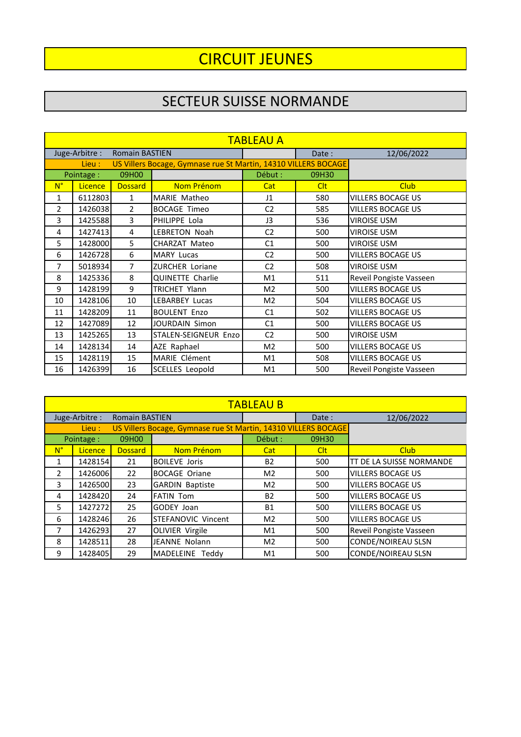# CIRCUIT JEUNES

## SECTEUR SUISSE NORMANDE

### TABLEAU A

| Juge-Arbitre : | Romain BASTIEN | | | | Date : | 12/06/2022 |
|---|---|---|---|---|---|---|
| Lieu : | US Villers Bocage, Gymnase rue St Martin, 14310 VILLERS BOCAGE | | | | | |
| Pointage : | 09H00 | | | Début : | 09H30 | |
| N° | Licence | Dossard | Nom Prénom | Cat | Clt | Club |
| 1 | 6112803 | 1 | MARIE Matheo | J1 | 580 | VILLERS BOCAGE US |
| 2 | 1426038 | 2 | BOCAGE Timeo | C2 | 585 | VILLERS BOCAGE US |
| 3 | 1425588 | 3 | PHILIPPE Lola | J3 | 536 | VIROISE USM |
| 4 | 1427413 | 4 | LEBRETON Noah | C2 | 500 | VIROISE USM |
| 5 | 1428000 | 5 | CHARZAT Mateo | C1 | 500 | VIROISE USM |
| 6 | 1426728 | 6 | MARY Lucas | C2 | 500 | VILLERS BOCAGE US |
| 7 | 5018934 | 7 | ZURCHER Loriane | C2 | 508 | VIROISE USM |
| 8 | 1425336 | 8 | QUINETTE Charlie | M1 | 511 | Reveil Pongiste Vasseen |
| 9 | 1428199 | 9 | TRICHET Ylann | M2 | 500 | VILLERS BOCAGE US |
| 10 | 1428106 | 10 | LEBARBEY Lucas | M2 | 504 | VILLERS BOCAGE US |
| 11 | 1428209 | 11 | BOULENT Enzo | C1 | 502 | VILLERS BOCAGE US |
| 12 | 1427089 | 12 | JOURDAIN Simon | C1 | 500 | VILLERS BOCAGE US |
| 13 | 1425265 | 13 | STALEN-SEIGNEUR Enzo | C2 | 500 | VIROISE USM |
| 14 | 1428134 | 14 | AZE Raphael | M2 | 500 | VILLERS BOCAGE US |
| 15 | 1428119 | 15 | MARIE Clément | M1 | 508 | VILLERS BOCAGE US |
| 16 | 1426399 | 16 | SCELLES Leopold | M1 | 500 | Reveil Pongiste Vasseen |

### TABLEAU B

| Juge-Arbitre : | Romain BASTIEN | | | | Date : | 12/06/2022 |
|---|---|---|---|---|---|---|
| Lieu : | US Villers Bocage, Gymnase rue St Martin, 14310 VILLERS BOCAGE | | | | | |
| Pointage : | 09H00 | | | Début : | 09H30 | |
| N° | Licence | Dossard | Nom Prénom | Cat | Clt | Club |
| 1 | 1428154 | 21 | BOILEVE Joris | B2 | 500 | TT DE LA SUISSE NORMANDE |
| 2 | 1426006 | 22 | BOCAGE Oriane | M2 | 500 | VILLERS BOCAGE US |
| 3 | 1426500 | 23 | GARDIN Baptiste | M2 | 500 | VILLERS BOCAGE US |
| 4 | 1428420 | 24 | FATIN Tom | B2 | 500 | VILLERS BOCAGE US |
| 5 | 1427272 | 25 | GODEY Joan | B1 | 500 | VILLERS BOCAGE US |
| 6 | 1428246 | 26 | STEFANOVIC Vincent | M2 | 500 | VILLERS BOCAGE US |
| 7 | 1426293 | 27 | OLIVIER Virgile | M1 | 500 | Reveil Pongiste Vasseen |
| 8 | 1428511 | 28 | JEANNE Nolann | M2 | 500 | CONDE/NOIREAU SLSN |
| 9 | 1428405 | 29 | MADELEINE Teddy | M1 | 500 | CONDE/NOIREAU SLSN |